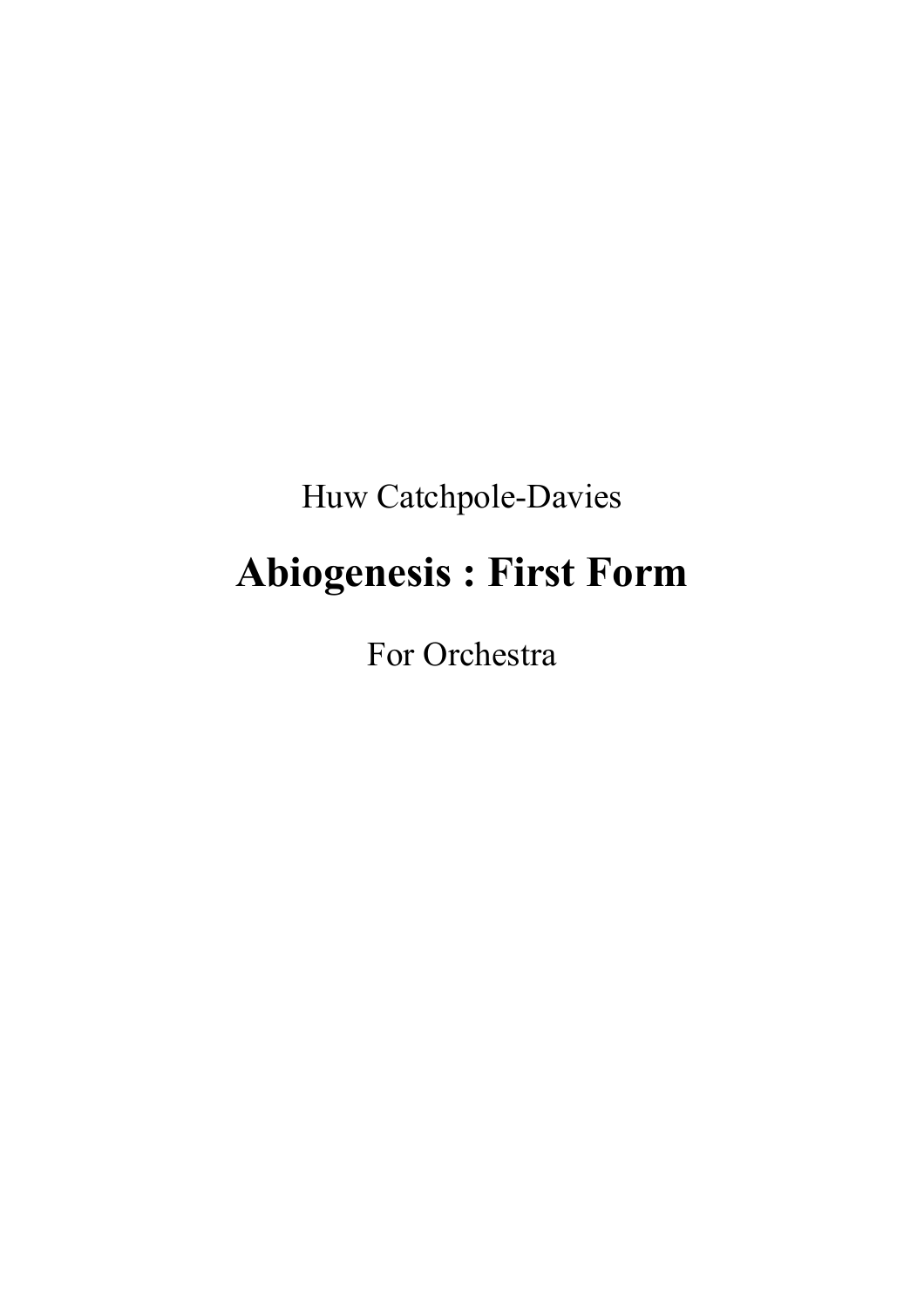Huw Catchpole-Davies

# Abiogenesis : First Form

For Orchestra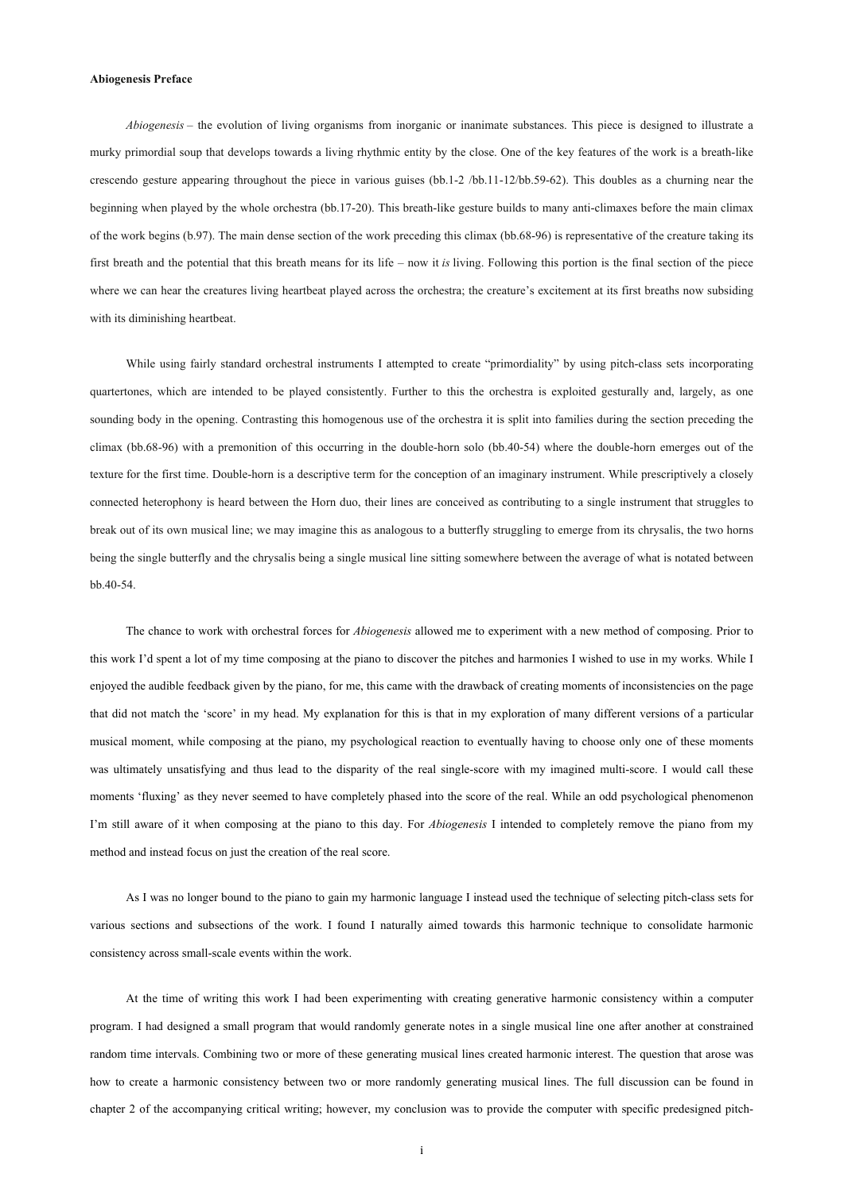**Abiogenesis Preface**

*Abiogenesis* – the evolution of living organisms from inorganic or inanimate substances. This piece is designed to illustrate a murky primordial soup that develops towards a living rhythmic entity by the close. One of the key features of the work is a breath-like crescendo gesture appearing throughout the piece in various guises (bb.1-2 /bb.11-12/bb.59-62). This doubles as a churning near the beginning when played by the whole orchestra (bb.17-20). This breath-like gesture builds to many anti-climaxes before the main climax of the work begins (b.97). The main dense section of the work preceding this climax (bb.68-96) is representative of the creature taking its first breath and the potential that this breath means for its life – now it *is* living. Following this portion is the final section of the piece where we can hear the creatures living heartbeat played across the orchestra; the creature's excitement at its first breaths now subsiding with its diminishing heartbeat.

While using fairly standard orchestral instruments I attempted to create "primordiality" by using pitch-class sets incorporating quartertones, which are intended to be played consistently. Further to this the orchestra is exploited gesturally and, largely, as one sounding body in the opening. Contrasting this homogenous use of the orchestra it is split into families during the section preceding the climax (bb.68-96) with a premonition of this occurring in the double-horn solo (bb.40-54) where the double-horn emerges out of the texture for the first time. Double-horn is a descriptive term for the conception of an imaginary instrument. While prescriptively a closely connected heterophony is heard between the Horn duo, their lines are conceived as contributing to a single instrument that struggles to break out of its own musical line; we may imagine this as analogous to a butterfly struggling to emerge from its chrysalis, the two horns being the single butterfly and the chrysalis being a single musical line sitting somewhere between the average of what is notated between bb.40-54.

The chance to work with orchestral forces for *Abiogenesis* allowed me to experiment with a new method of composing. Prior to this work I'd spent a lot of my time composing at the piano to discover the pitches and harmonies I wished to use in my works. While I enjoyed the audible feedback given by the piano, for me, this came with the drawback of creating moments of inconsistencies on the page that did not match the 'score' in my head. My explanation for this is that in my exploration of many different versions of a particular musical moment, while composing at the piano, my psychological reaction to eventually having to choose only one of these moments was ultimately unsatisfying and thus lead to the disparity of the real single-score with my imagined multi-score. I would call these moments 'fluxing' as they never seemed to have completely phased into the score of the real. While an odd psychological phenomenon I'm still aware of it when composing at the piano to this day. For *Abiogenesis* I intended to completely remove the piano from my method and instead focus on just the creation of the real score.

As I was no longer bound to the piano to gain my harmonic language I instead used the technique of selecting pitch-class sets for various sections and subsections of the work. I found I naturally aimed towards this harmonic technique to consolidate harmonic consistency across small-scale events within the work.

At the time of writing this work I had been experimenting with creating generative harmonic consistency within a computer program. I had designed a small program that would randomly generate notes in a single musical line one after another at constrained random time intervals. Combining two or more of these generating musical lines created harmonic interest. The question that arose was how to create a harmonic consistency between two or more randomly generating musical lines. The full discussion can be found in chapter 2 of the accompanying critical writing; however, my conclusion was to provide the computer with specific predesigned pitch-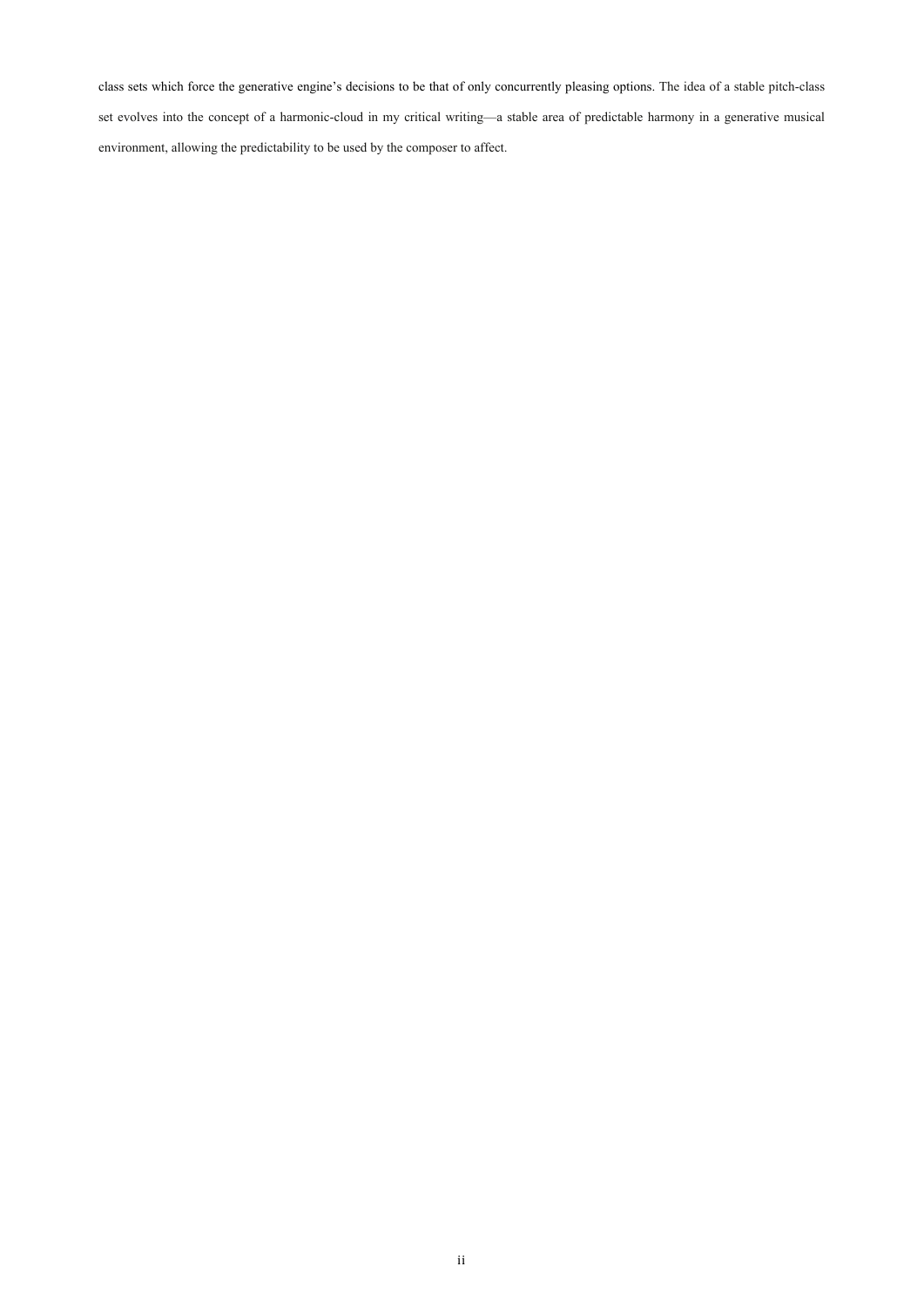class sets which force the generative engine's decisions to be that of only concurrently pleasing options. The idea of a stable pitch-class set evolves into the concept of a harmonic-cloud in my critical writing—a stable area of predictable harmony in a generative musical environment, allowing the predictability to be used by the composer to affect.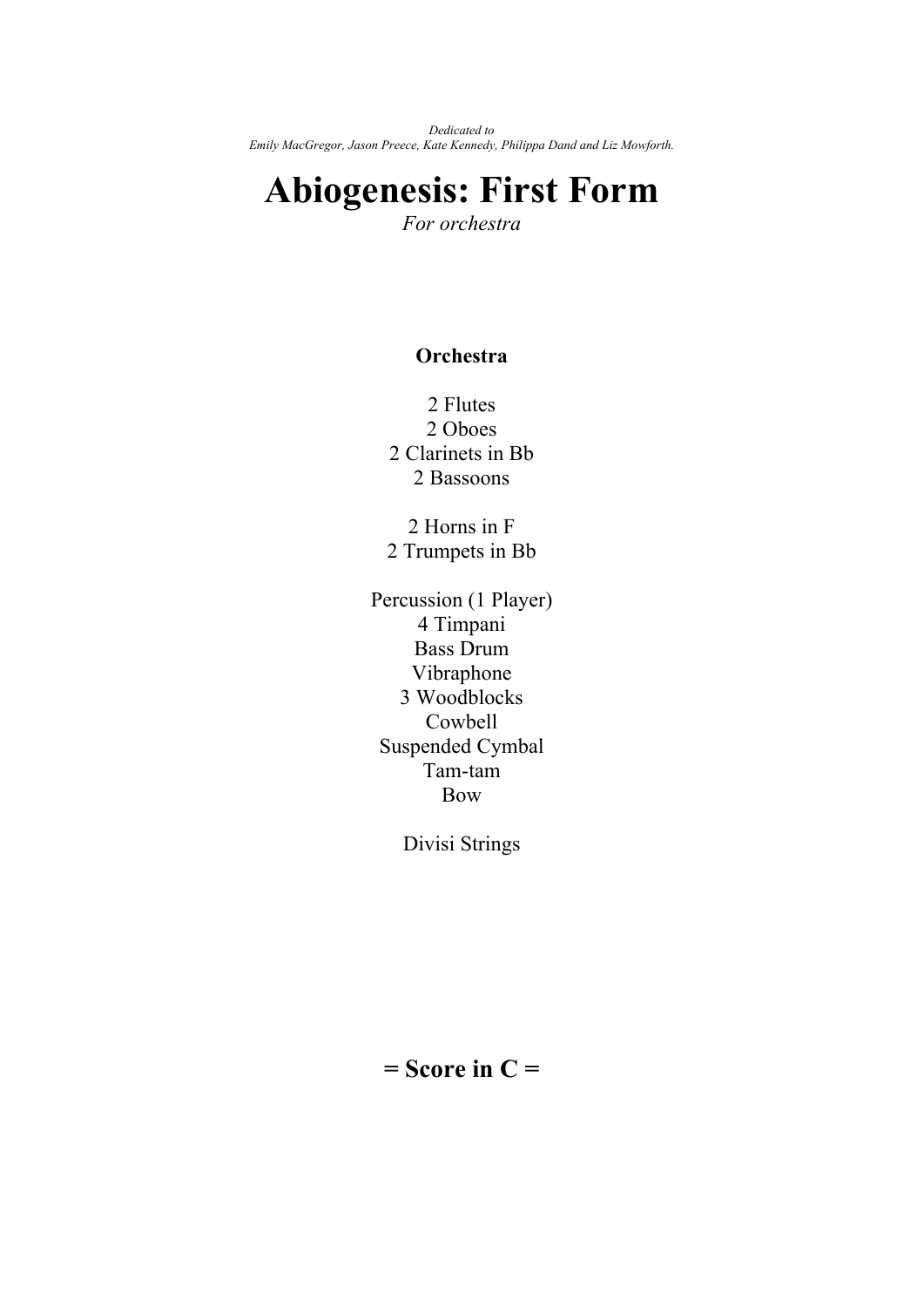*Dedicated to*
*Emily MacGregor, Jason Preece, Kate Kennedy, Philippa Dand and Liz Mowforth.*

# Abiogenesis: First Form

*For orchestra*

**Orchestra**

2 Flutes
2 Oboes
2 Clarinets in Bb
2 Bassoons

2 Horns in F
2 Trumpets in Bb

Percussion (1 Player)
4 Timpani
Bass Drum
Vibraphone
3 Woodblocks
Cowbell
Suspended Cymbal
Tam-tam
Bow

Divisi Strings

**= Score in C =**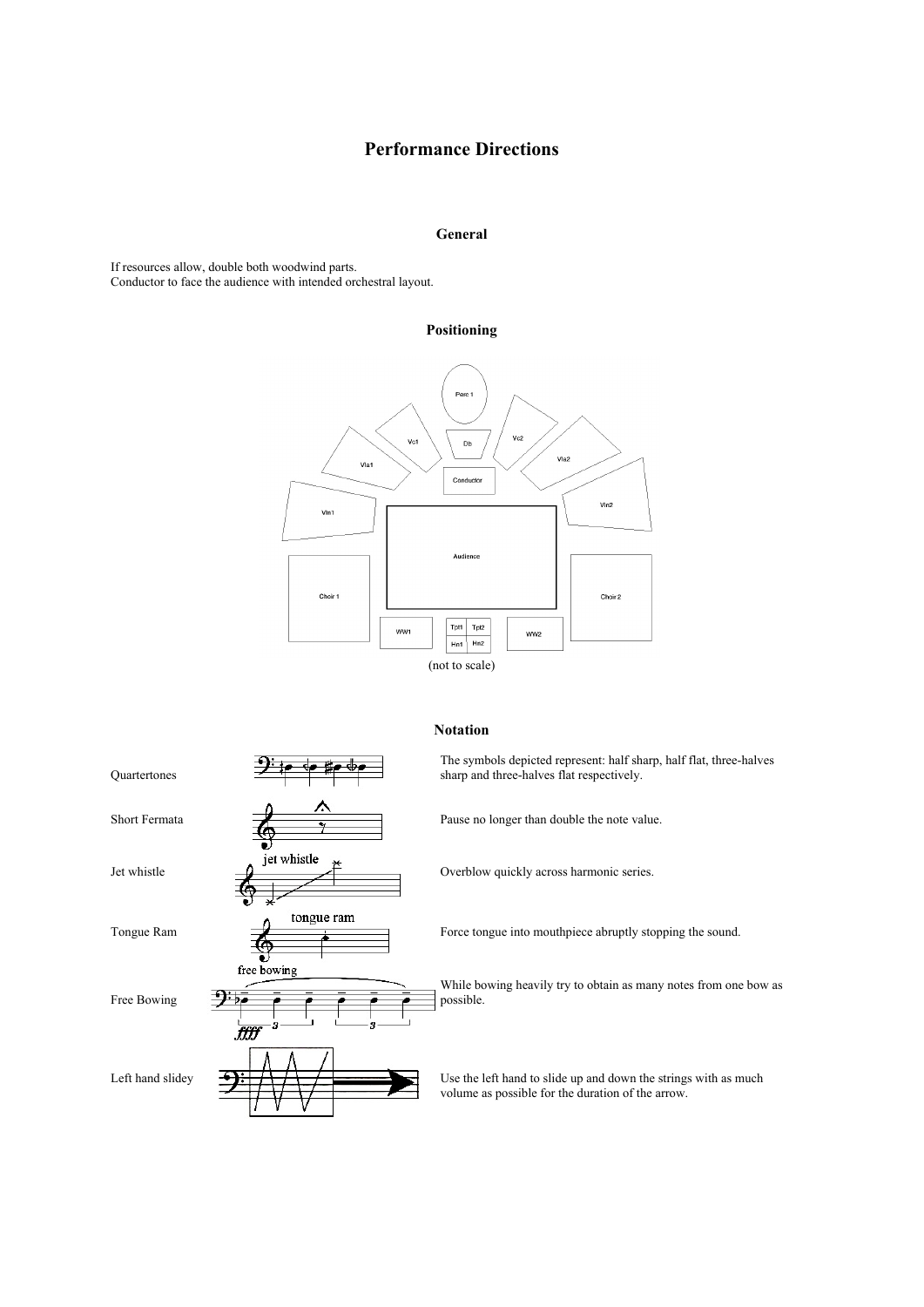# Performance Directions

## General

If resources allow, double both woodwind parts.
Conductor to face the audience with intended orchestral layout.

## Positioning

(not to scale)

## Notation

| | |
|---|---|
| Quartertones | The symbols depicted represent: half sharp, half flat, three-halves sharp and three-halves flat respectively. |
| Short Fermata | Pause no longer than double the note value. |
| Jet whistle | Overblow quickly across harmonic series. |
| Tongue Ram | Force tongue into mouthpiece abruptly stopping the sound. |
| Free Bowing | While bowing heavily try to obtain as many notes from one bow as possible. |
| Left hand slidey | Use the left hand to slide up and down the strings with as much volume as possible for the duration of the arrow. |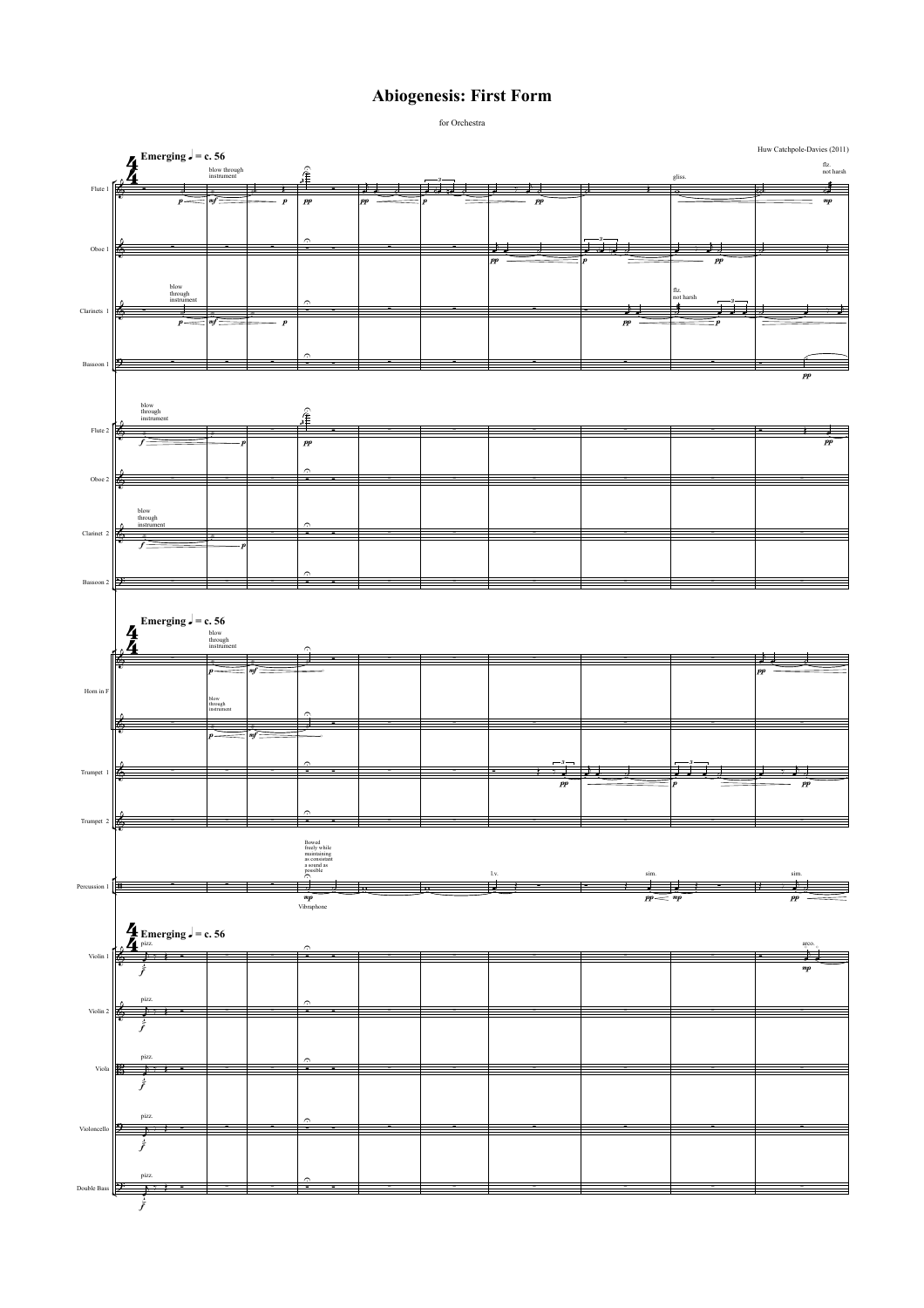# Abiogenesis: First Form

for Orchestra

Huw Catchpole-Davies (2011)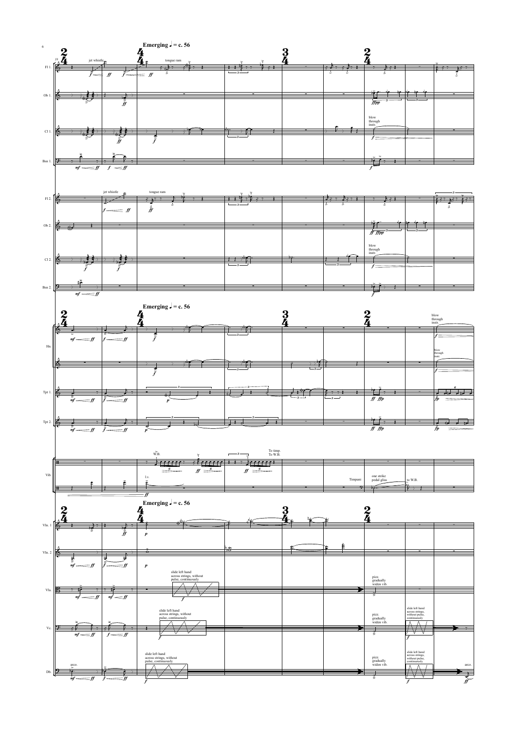**Emerging ♩ = c. 56**

Fl 1. — jet whistle — tongue ram

Ob 1.

Cl 1. — blow through instr.

Bsn 1.

Fl 2. — jet whistle — tongue ram

Ob 2.

Cl 2. — blow through instr.

Bsn 2.

**Emerging ♩ = c. 56**

Hn. — blow through instr. — blow through instr.

Tpt 1.

Tpt 2.

Vib. — W.B. — l.v. — To timp. To W.B. — Timpani — one strike pedal gliss — to W.B.

**Emerging ♩ = c. 56**

Vln. 1

Vln. 2

Vla. — slide left hand across strings, without pulse, continuously — pizz. gradually widen vib.

Vc. — slide left hand across strings, without pulse, continuously — pizz. gradually widen vib. — slide left hand across strings, without pulse, continuously

Db. — arco. — slide left hand across strings, without pulse, continuously — pizz. gradually widen vib. — slide left hand across strings, without pulse, continuously — arco.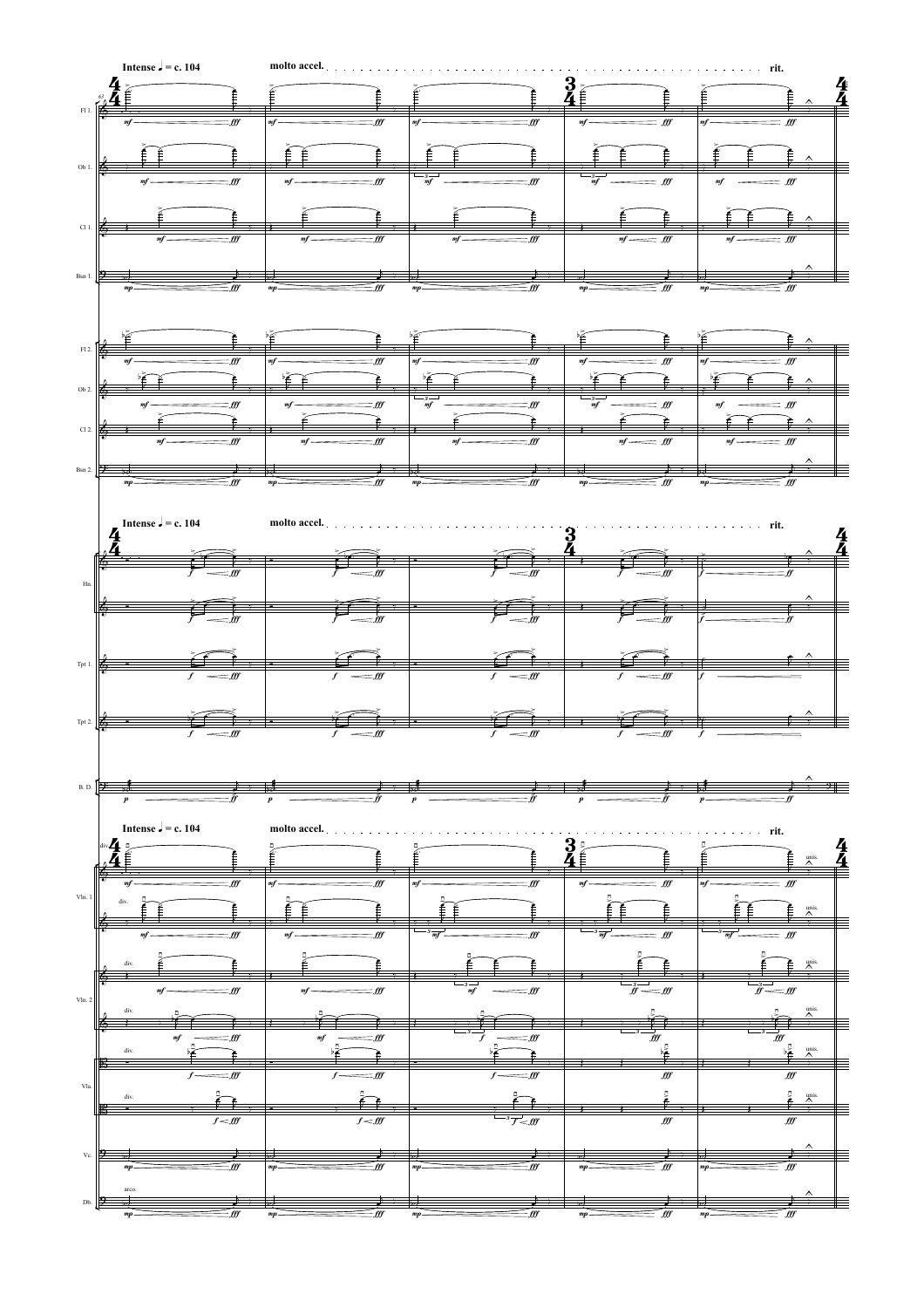Intense ♩ = c. 104 molto accel. rit.

Fl 1. Ob 1. Cl 1. Bsn 1.

Fl 2. Ob 2. Cl 2. Bsn 2.

Intense ♩ = c. 104 molto accel. rit.

Hn. Tpt 1. Tpt 2. B. D.

Intense ♩ = c. 104 molto accel. rit.

Vln. 1 Vln. 2 Vla. Vc. Db.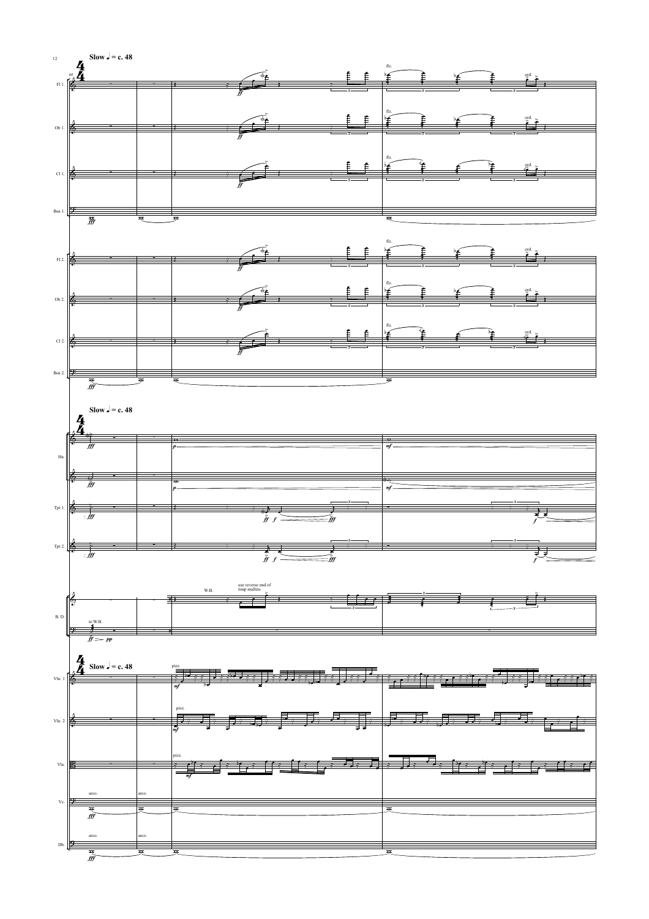**Slow ♩ = c. 48**

68

Fl 1.

Ob 1.

Cl 1.

Bsn 1.

Fl 2.

Ob 2.

Cl 2.

Bsn 2.

flz.

ord.

**Slow ♩ = c. 48**

Hn.

Tpt 1.

Tpt 2.

B. D.

to W.B.

W.B.

use reverse end of timp mallets

**Slow ♩ = c. 48**

Vln. 1

Vln. 2

Vla.

Vc.

Db.

pizz.

arco.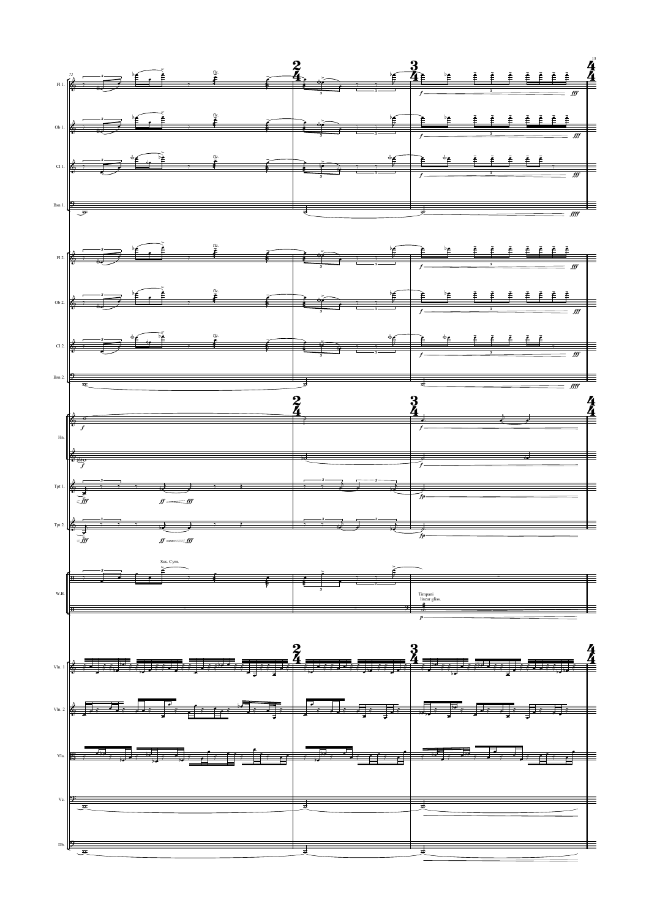Fl 1.

Ob 1.

Cl 1.

Bsn 1.

Fl 2.

Ob 2.

Cl 2.

Bsn 2.

Hn.

Tpt 1.

Tpt 2.

W.B.

Sus. Cym.

Timpani
linear gliss.

Vln. 1

Vln. 2

Vla.

Vc.

Db.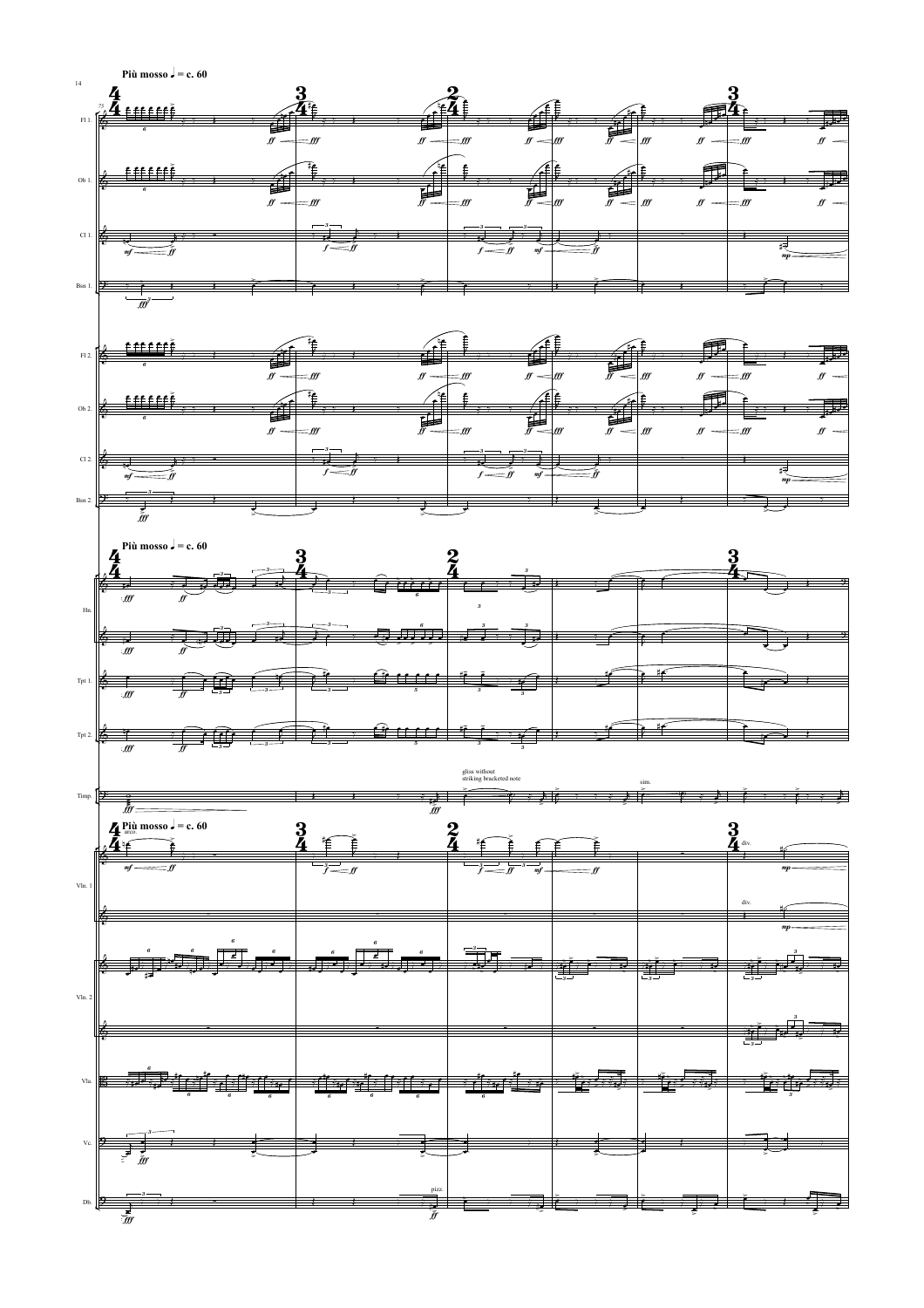**Più mosso ♩ = c. 60**

Fl 1.

Ob 1.

Cl 1.

Bsn 1.

Fl 2.

Ob 2.

Cl 2.

Bsn 2.

**Più mosso ♩ = c. 60**

Hn.

Tpt 1.

Tpt 2.

gliss without striking bracketed note

sim.

Timp.

**Più mosso ♩ = c. 60**

arco.

div.

Vln. 1

div.

Vln. 2

Vla.

Vc.

pizz.

Db.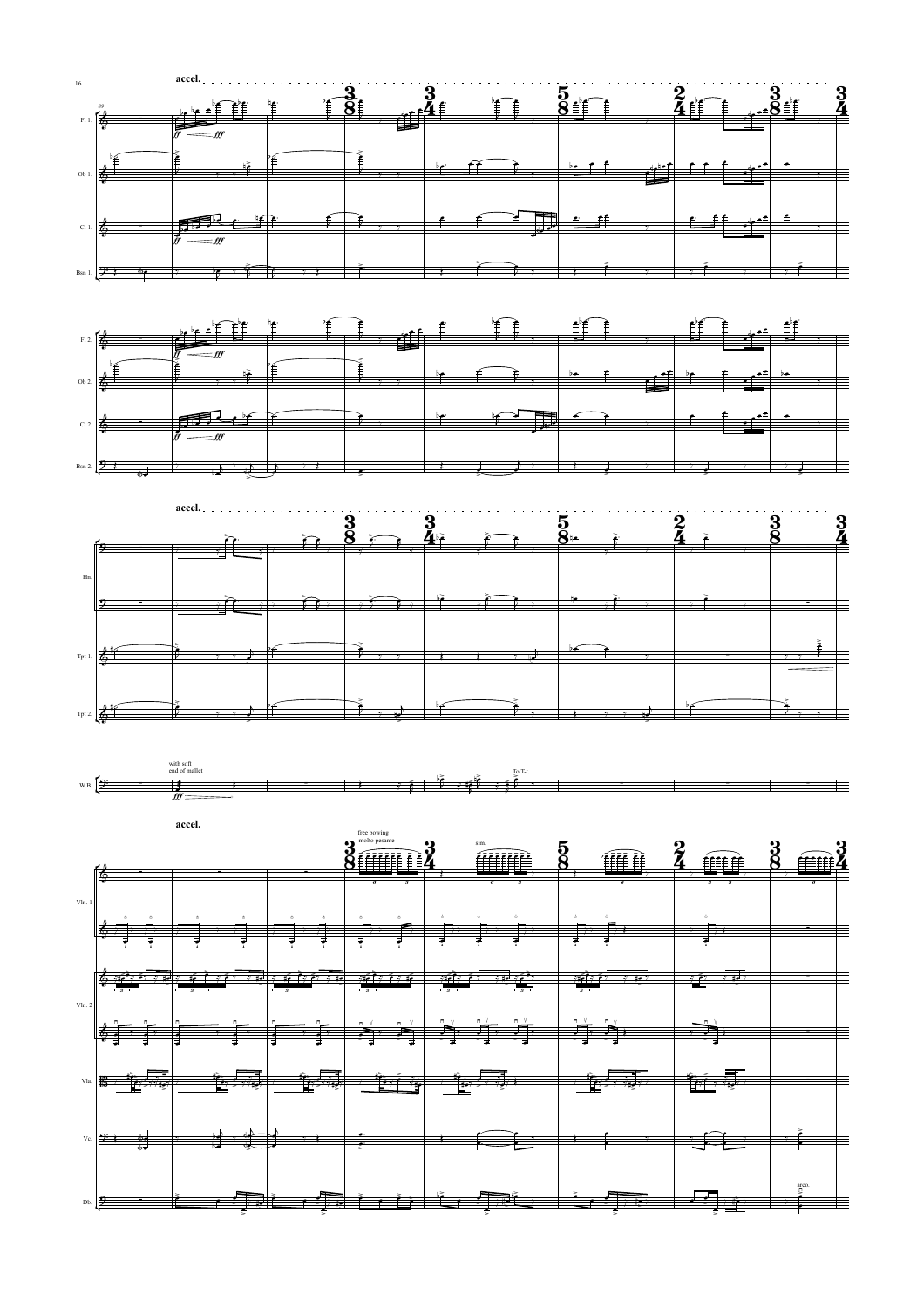accel.

Fl 1.
Ob 1.
Cl 1.
Bsn 1.
Fl 2.
Ob 2.
Cl 2.
Bsn 2.

accel.

Hn.
Tpt 1.
Tpt 2.

with soft end of mallet

W.B.

To T-t.

accel.

free bowing
molto pesante

sim.

Vln. 1
Vln. 2
Vla.
Vc.
Db.

arco.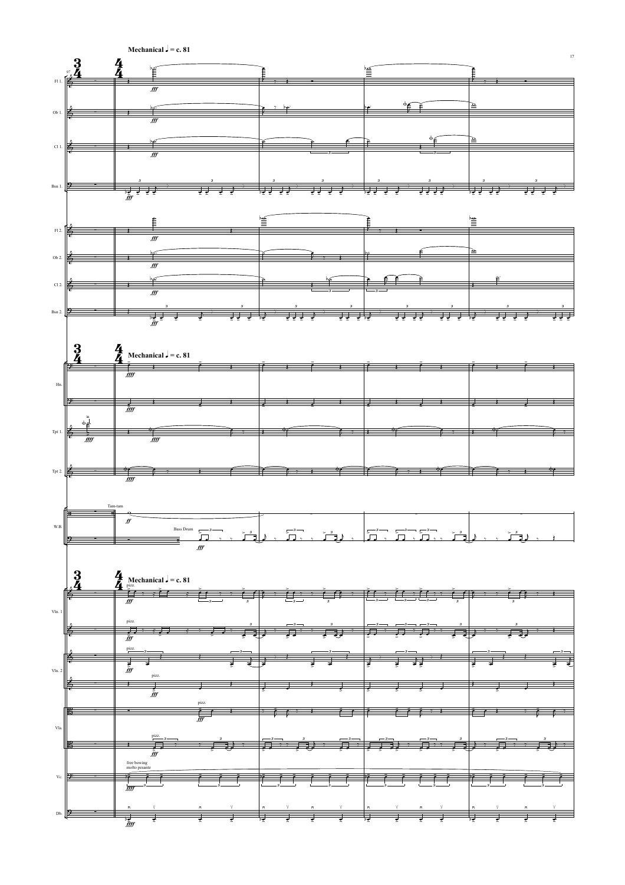**Mechanical ♩ = c. 81**

Fl 1.

Ob 1.

Cl 1.

Bsn 1.

Fl 2.

Ob 2.

Cl 2.

Bsn 2.

**Mechanical ♩ = c. 81**

Hn.

Tpt 1.

Tpt 2.

W.B.

Tam-tam

Bass Drum

**Mechanical ♩ = c. 81**

Vln. 1

pizz.

Vln. 2

pizz.

Vla.

pizz.

Vc.

free bowing
molto pesante

Db.